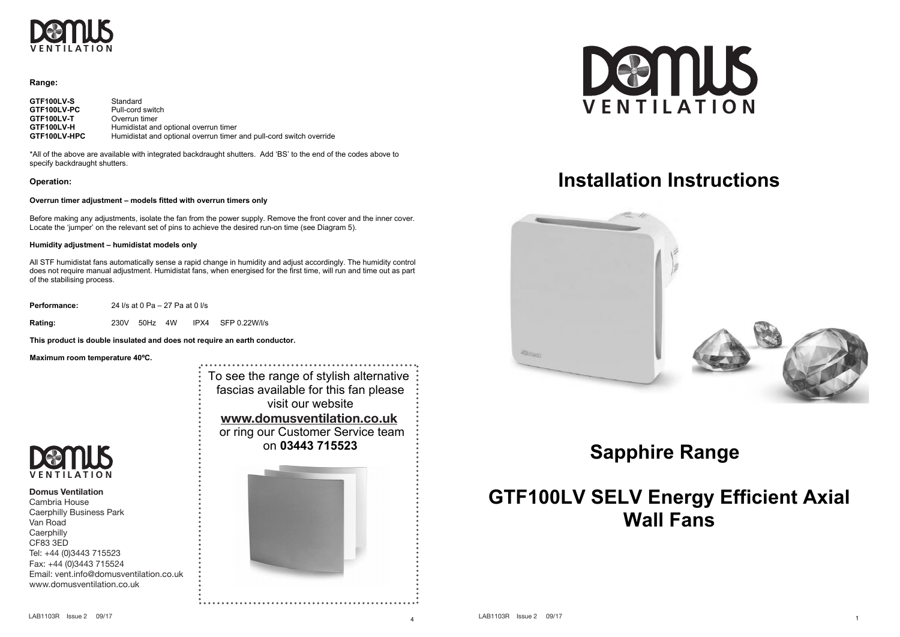## Range:

| | |
|---|---|
| **GTF100LV-S** | Standard |
| **GTF100LV-PC** | Pull-cord switch |
| **GTF100LV-T** | Overrun timer |
| **GTF100LV-H** | Humidistat and optional overrun timer |
| **GTF100LV-HPC** | Humidistat and optional overrun timer and pull-cord switch override |

*All of the above are available with integrated backdraught shutters. Add 'BS' to the end of the codes above to specify backdraught shutters.

## Operation:

### Overrun timer adjustment – models fitted with overrun timers only

Before making any adjustments, isolate the fan from the power supply. Remove the front cover and the inner cover. Locate the 'jumper' on the relevant set of pins to achieve the desired run-on time (see Diagram 5).

### Humidity adjustment – humidistat models only

All STF humidistat fans automatically sense a rapid change in humidity and adjust accordingly. The humidity control does not require manual adjustment. Humidistat fans, when energised for the first time, will run and time out as part of the stabilising process.

**Performance:** 24 l/s at 0 Pa – 27 Pa at 0 l/s

**Rating:** 230V 50Hz 4W IPX4 SFP 0.22W/l/s

**This product is double insulated and does not require an earth conductor.**

**Maximum room temperature 40ºC.**

To see the range of stylish alternative fascias available for this fan please visit our website
**www.domusventilation.co.uk**
or ring our Customer Service team on **03443 715523**

**Domus Ventilation**
Cambria House
Caerphilly Business Park
Van Road
Caerphilly
CF83 3ED
Tel: +44 (0)3443 715523
Fax: +44 (0)3443 715524
Email: vent.info@domusventilation.co.uk
www.domusventilation.co.uk

LAB1103R Issue 2 09/17

# Installation Instructions

# Sapphire Range

# GTF100LV SELV Energy Efficient Axial Wall Fans

LAB1103R Issue 2 09/17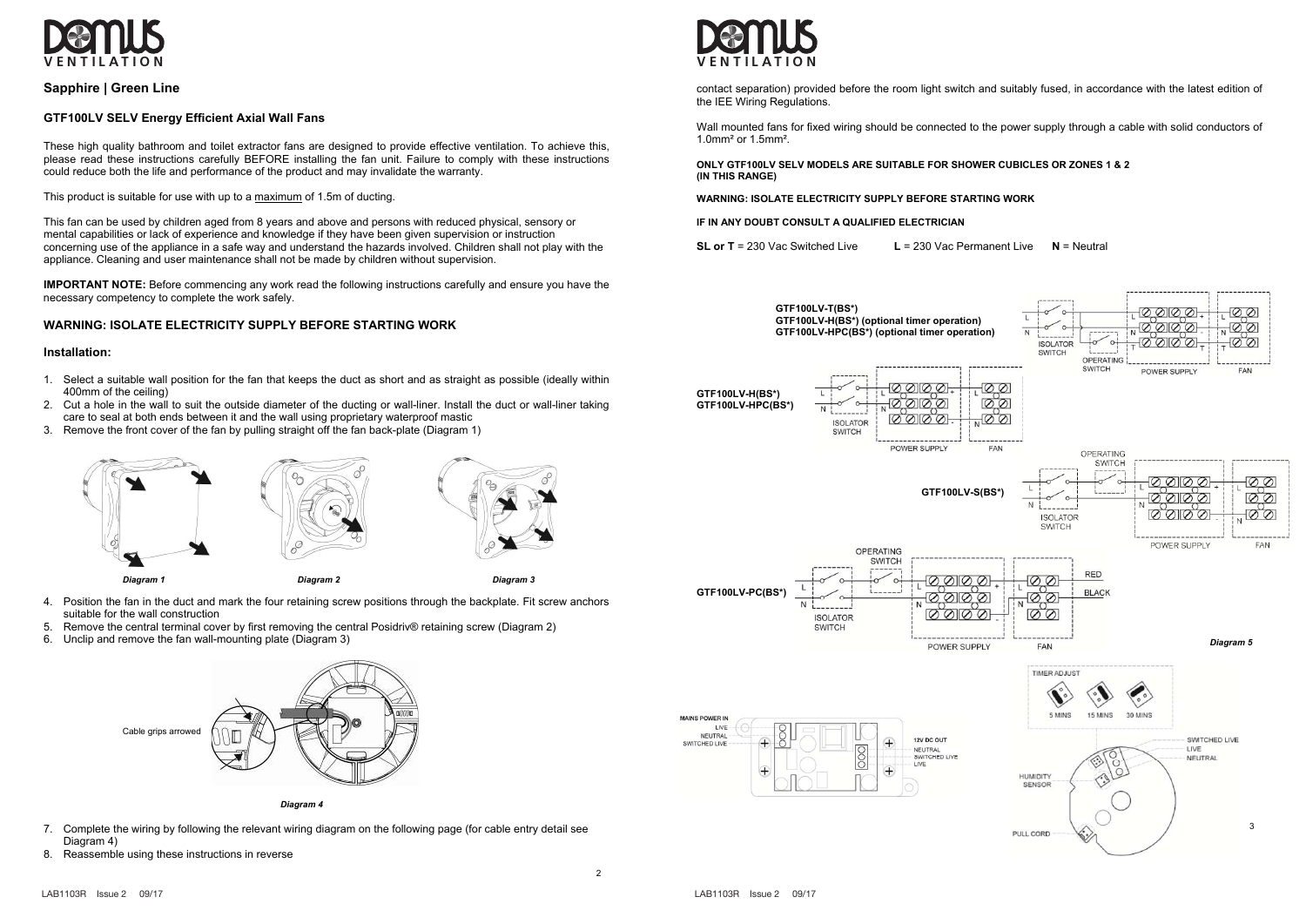# Sapphire | Green Line

## GTF100LV SELV Energy Efficient Axial Wall Fans

These high quality bathroom and toilet extractor fans are designed to provide effective ventilation. To achieve this, please read these instructions carefully BEFORE installing the fan unit. Failure to comply with these instructions could reduce both the life and performance of the product and may invalidate the warranty.

This product is suitable for use with up to a maximum of 1.5m of ducting.

This fan can be used by children aged from 8 years and above and persons with reduced physical, sensory or mental capabilities or lack of experience and knowledge if they have been given supervision or instruction concerning use of the appliance in a safe way and understand the hazards involved. Children shall not play with the appliance. Cleaning and user maintenance shall not be made by children without supervision.

**IMPORTANT NOTE:** Before commencing any work read the following instructions carefully and ensure you have the necessary competency to complete the work safely.

## WARNING: ISOLATE ELECTRICITY SUPPLY BEFORE STARTING WORK

### Installation:

1. Select a suitable wall position for the fan that keeps the duct as short and as straight as possible (ideally within 400mm of the ceiling)
2. Cut a hole in the wall to suit the outside diameter of the ducting or wall-liner. Install the duct or wall-liner taking care to seal at both ends between it and the wall using proprietary waterproof mastic
3. Remove the front cover of the fan by pulling straight off the fan back-plate (Diagram 1)

*Diagram 1* *Diagram 2* *Diagram 3*

4. Position the fan in the duct and mark the four retaining screw positions through the backplate. Fit screw anchors suitable for the wall construction
5. Remove the central terminal cover by first removing the central Posidriv® retaining screw (Diagram 2)
6. Unclip and remove the fan wall-mounting plate (Diagram 3)

Cable grips arrowed

*Diagram 4*

7. Complete the wiring by following the relevant wiring diagram on the following page (for cable entry detail see Diagram 4)
8. Reassemble using these instructions in reverse

contact separation) provided before the room light switch and suitably fused, in accordance with the latest edition of the IEE Wiring Regulations.

Wall mounted fans for fixed wiring should be connected to the power supply through a cable with solid conductors of 1.0mm² or 1.5mm².

**ONLY GTF100LV SELV MODELS ARE SUITABLE FOR SHOWER CUBICLES OR ZONES 1 & 2 (IN THIS RANGE)**

**WARNING: ISOLATE ELECTRICITY SUPPLY BEFORE STARTING WORK**

**IF IN ANY DOUBT CONSULT A QUALIFIED ELECTRICIAN**

**SL or T** = 230 Vac Switched Live **L** = 230 Vac Permanent Live **N** = Neutral

**GTF100LV-T(BS*)**
**GTF100LV-H(BS*) (optional timer operation)**
**GTF100LV-HPC(BS*) (optional timer operation)**

L N T ISOLATOR SWITCH OPERATING SWITCH POWER SUPPLY FAN

**GTF100LV-H(BS*)**
**GTF100LV-HPC(BS*)**

L N ISOLATOR SWITCH POWER SUPPLY FAN

**GTF100LV-S(BS*)**

L N OPERATING SWITCH ISOLATOR SWITCH POWER SUPPLY FAN

**GTF100LV-PC(BS*)**

L N OPERATING SWITCH ISOLATOR SWITCH POWER SUPPLY FAN RED BLACK

*Diagram 5*

MAINS POWER IN
LIVE
NEUTRAL
SWITCHED LIVE

12V DC OUT
NEUTRAL
SWITCHED LIVE
LIVE

TIMER ADJUST
5 MINS 15 MINS 30 MINS

SWITCHED LIVE
LIVE
NEUTRAL
HUMIDITY SENSOR
PULL CORD

LAB1103R Issue 2 09/17